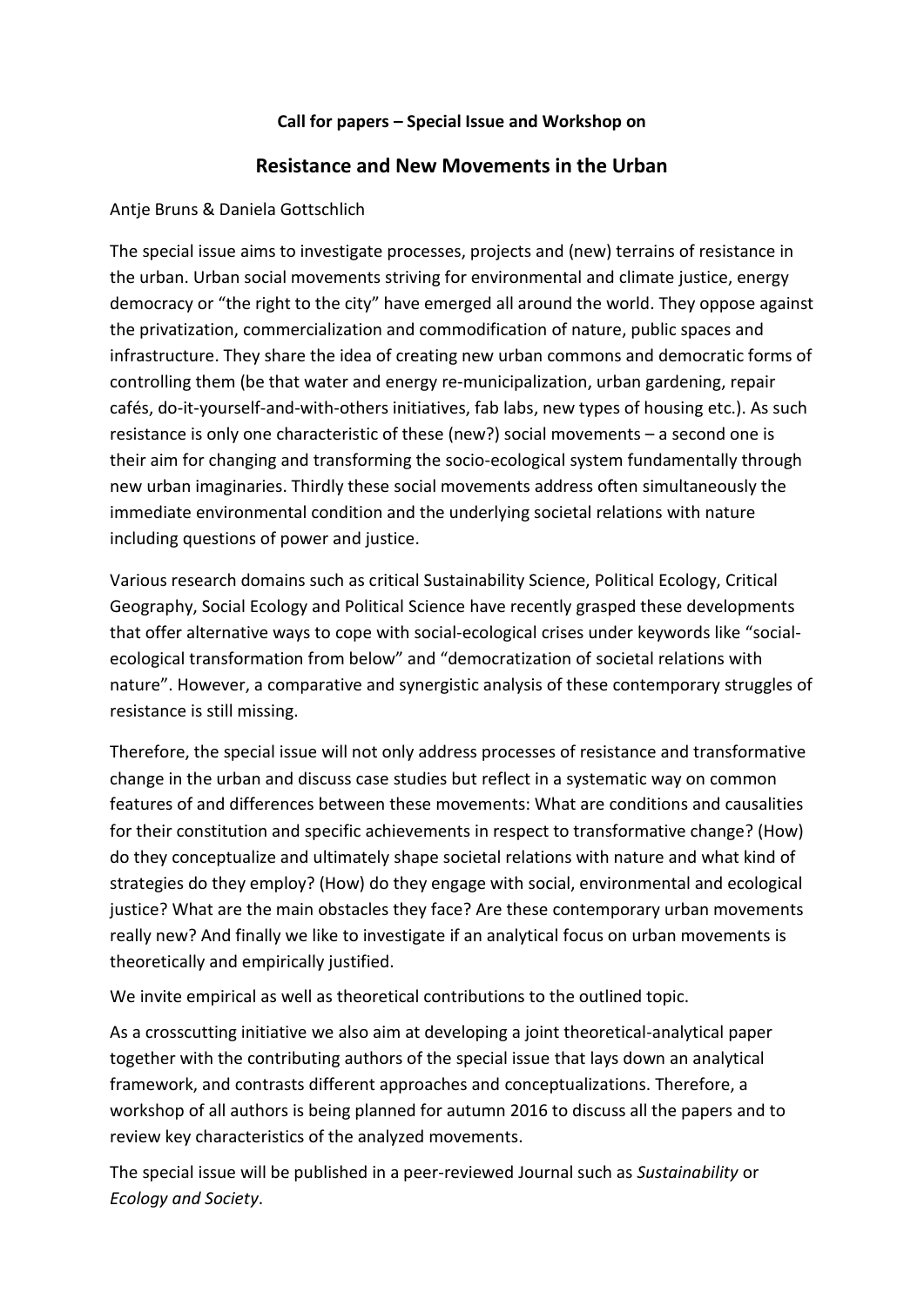**Call for papers – Special Issue and Workshop on**

## Resistance and New Movements in the Urban

Antje Bruns & Daniela Gottschlich

The special issue aims to investigate processes, projects and (new) terrains of resistance in the urban. Urban social movements striving for environmental and climate justice, energy democracy or "the right to the city" have emerged all around the world. They oppose against the privatization, commercialization and commodification of nature, public spaces and infrastructure. They share the idea of creating new urban commons and democratic forms of controlling them (be that water and energy re-municipalization, urban gardening, repair cafés, do-it-yourself-and-with-others initiatives, fab labs, new types of housing etc.). As such resistance is only one characteristic of these (new?) social movements – a second one is their aim for changing and transforming the socio-ecological system fundamentally through new urban imaginaries. Thirdly these social movements address often simultaneously the immediate environmental condition and the underlying societal relations with nature including questions of power and justice.

Various research domains such as critical Sustainability Science, Political Ecology, Critical Geography, Social Ecology and Political Science have recently grasped these developments that offer alternative ways to cope with social-ecological crises under keywords like "social-ecological transformation from below" and "democratization of societal relations with nature". However, a comparative and synergistic analysis of these contemporary struggles of resistance is still missing.

Therefore, the special issue will not only address processes of resistance and transformative change in the urban and discuss case studies but reflect in a systematic way on common features of and differences between these movements: What are conditions and causalities for their constitution and specific achievements in respect to transformative change? (How) do they conceptualize and ultimately shape societal relations with nature and what kind of strategies do they employ? (How) do they engage with social, environmental and ecological justice? What are the main obstacles they face? Are these contemporary urban movements really new? And finally we like to investigate if an analytical focus on urban movements is theoretically and empirically justified.

We invite empirical as well as theoretical contributions to the outlined topic.

As a crosscutting initiative we also aim at developing a joint theoretical-analytical paper together with the contributing authors of the special issue that lays down an analytical framework, and contrasts different approaches and conceptualizations. Therefore, a workshop of all authors is being planned for autumn 2016 to discuss all the papers and to review key characteristics of the analyzed movements.

The special issue will be published in a peer-reviewed Journal such as *Sustainability* or *Ecology and Society*.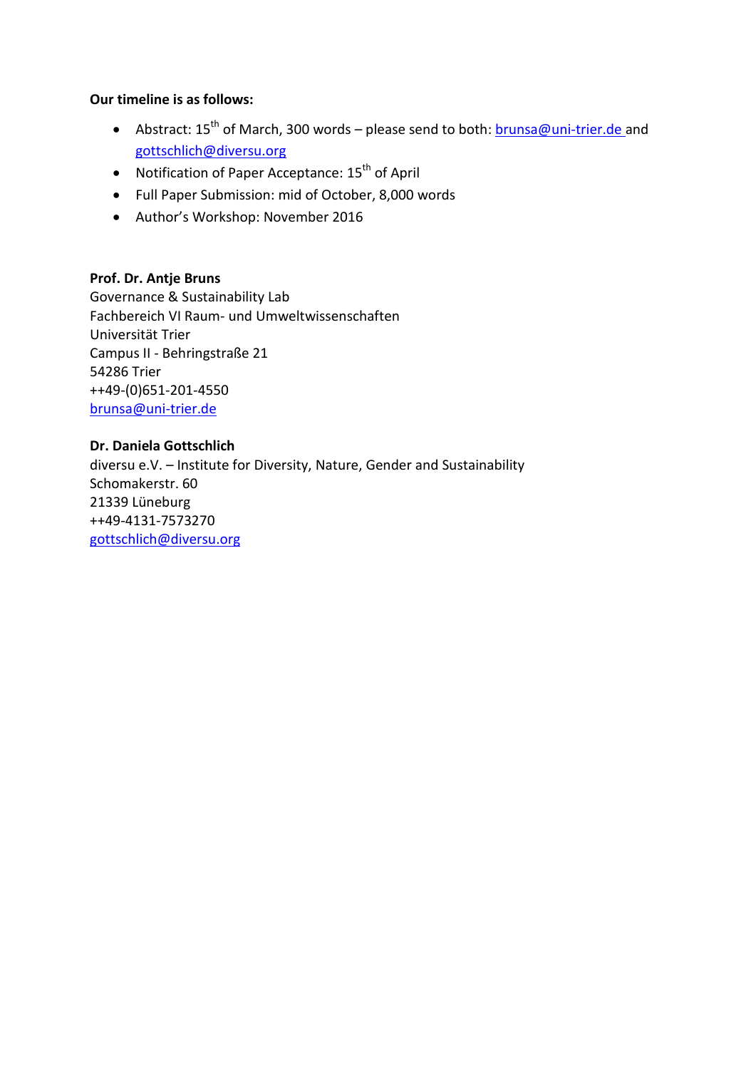**Our timeline is as follows:**

- Abstract: 15th of March, 300 words – please send to both: brunsa@uni-trier.de and gottschlich@diversu.org
- Notification of Paper Acceptance: 15th of April
- Full Paper Submission: mid of October, 8,000 words
- Author's Workshop: November 2016

**Prof. Dr. Antje Bruns**
Governance & Sustainability Lab
Fachbereich VI Raum- und Umweltwissenschaften
Universität Trier
Campus II - Behringstraße 21
54286 Trier
++49-(0)651-201-4550
brunsa@uni-trier.de

**Dr. Daniela Gottschlich**
diversu e.V. – Institute for Diversity, Nature, Gender and Sustainability
Schomakerstr. 60
21339 Lüneburg
++49-4131-7573270
gottschlich@diversu.org